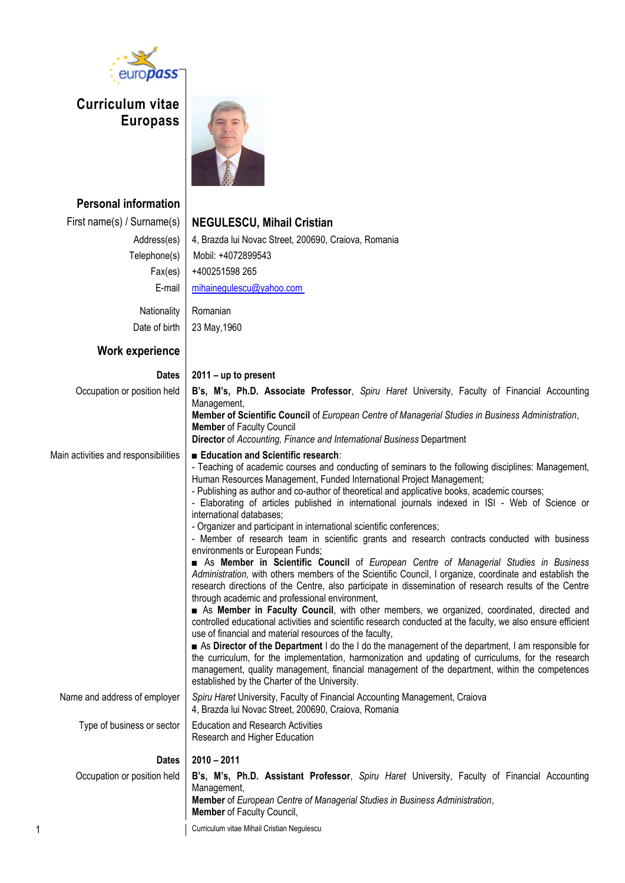# Curriculum vitae Europass

## Personal information

| | |
|---|---|
| First name(s) / Surname(s) | **NEGULESCU, Mihail Cristian** |
| Address(es) | 4, Brazda lui Novac Street, 200690, Craiova, Romania |
| Telephone(s) | Mobil: +4072899543 |
| Fax(es) | +400251598 265 |
| E-mail | mihainegulescu@yahoo.com |
| Nationality | Romanian |
| Date of birth | 23 May,1960 |

## Work experience

**Dates** 2011 – up to present

**Occupation or position held**

**B's, M's, Ph.D. Associate Professor**, *Spiru Haret* University, Faculty of Financial Accounting Management,
**Member of Scientific Council** of *European Centre of Managerial Studies in Business Administration*,
**Member** of Faculty Council
**Director** of *Accounting, Finance and International Business* Department

**Main activities and responsibilities**

■ **Education and Scientific research**:
- Teaching of academic courses and conducting of seminars to the following disciplines: Management, Human Resources Management, Funded International Project Management;
- Publishing as author and co-author of theoretical and applicative books, academic courses;
- Elaborating of articles published in international journals indexed in ISI - Web of Science or international databases;
- Organizer and participant in international scientific conferences;
- Member of research team in scientific grants and research contracts conducted with business environments or European Funds;

■ As **Member in Scientific Council** of *European Centre of Managerial Studies in Business Administration,* with others members of the Scientific Council, I organize, coordinate and establish the research directions of the Centre, also participate in dissemination of research results of the Centre through academic and professional environment,

■ As **Member in Faculty Council**, with other members, we organized, coordinated, directed and controlled educational activities and scientific research conducted at the faculty, we also ensure efficient use of financial and material resources of the faculty,

■ As **Director of the Department** I do the I do the management of the department, I am responsible for the curriculum, for the implementation, harmonization and updating of curriculums, for the research management, quality management, financial management of the department, within the competences established by the Charter of the University.

**Name and address of employer**

*Spiru Haret* University, Faculty of Financial Accounting Management, Craiova
4, Brazda lui Novac Street, 200690, Craiova, Romania

**Type of business or sector**

Education and Research Activities
Research and Higher Education

**Dates** 2010 – 2011

**Occupation or position held**

**B's, M's, Ph.D. Assistant Professor**, *Spiru Haret* University, Faculty of Financial Accounting Management,
**Member** of *European Centre of Managerial Studies in Business Administration*,
**Member** of Faculty Council,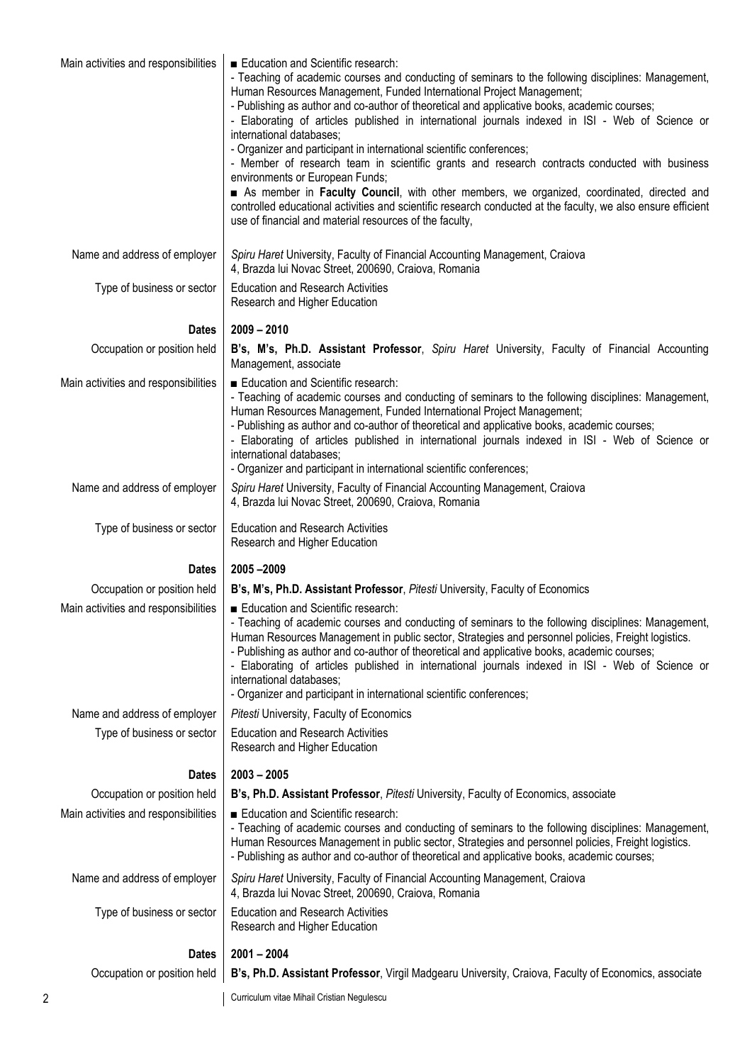| | |
|---|---|
| Main activities and responsibilities | ■ Education and Scientific research:<br>- Teaching of academic courses and conducting of seminars to the following disciplines: Management, Human Resources Management, Funded International Project Management;<br>- Publishing as author and co-author of theoretical and applicative books, academic courses;<br>- Elaborating of articles published in international journals indexed in ISI - Web of Science or international databases;<br>- Organizer and participant in international scientific conferences;<br>- Member of research team in scientific grants and research contracts conducted with business environments or European Funds;<br>■ As member in **Faculty Council**, with other members, we organized, coordinated, directed and controlled educational activities and scientific research conducted at the faculty, we also ensure efficient use of financial and material resources of the faculty, |
| Name and address of employer | *Spiru Haret* University, Faculty of Financial Accounting Management, Craiova<br>4, Brazda lui Novac Street, 200690, Craiova, Romania |
| Type of business or sector | Education and Research Activities<br>Research and Higher Education |
| **Dates** | **2009 – 2010** |
| Occupation or position held | **B's, M's, Ph.D. Assistant Professor**, *Spiru Haret* University, Faculty of Financial Accounting Management, associate |
| Main activities and responsibilities | ■ Education and Scientific research:<br>- Teaching of academic courses and conducting of seminars to the following disciplines: Management, Human Resources Management, Funded International Project Management;<br>- Publishing as author and co-author of theoretical and applicative books, academic courses;<br>- Elaborating of articles published in international journals indexed in ISI - Web of Science or international databases;<br>- Organizer and participant in international scientific conferences; |
| Name and address of employer | *Spiru Haret* University, Faculty of Financial Accounting Management, Craiova<br>4, Brazda lui Novac Street, 200690, Craiova, Romania |
| Type of business or sector | Education and Research Activities<br>Research and Higher Education |
| **Dates** | **2005 –2009** |
| Occupation or position held | **B's, M's, Ph.D. Assistant Professor**, *Pitesti* University, Faculty of Economics |
| Main activities and responsibilities | ■ Education and Scientific research:<br>- Teaching of academic courses and conducting of seminars to the following disciplines: Management, Human Resources Management in public sector, Strategies and personnel policies, Freight logistics.<br>- Publishing as author and co-author of theoretical and applicative books, academic courses;<br>- Elaborating of articles published in international journals indexed in ISI - Web of Science or international databases;<br>- Organizer and participant in international scientific conferences; |
| Name and address of employer | *Pitesti* University, Faculty of Economics |
| Type of business or sector | Education and Research Activities<br>Research and Higher Education |
| **Dates** | **2003 – 2005** |
| Occupation or position held | **B's, Ph.D. Assistant Professor**, *Pitesti* University, Faculty of Economics, associate |
| Main activities and responsibilities | ■ Education and Scientific research:<br>- Teaching of academic courses and conducting of seminars to the following disciplines: Management, Human Resources Management in public sector, Strategies and personnel policies, Freight logistics.<br>- Publishing as author and co-author of theoretical and applicative books, academic courses; |
| Name and address of employer | *Spiru Haret* University, Faculty of Financial Accounting Management, Craiova<br>4, Brazda lui Novac Street, 200690, Craiova, Romania |
| Type of business or sector | Education and Research Activities<br>Research and Higher Education |
| **Dates** | **2001 – 2004** |
| Occupation or position held | **B's, Ph.D. Assistant Professor**, Virgil Madgearu University, Craiova, Faculty of Economics, associate |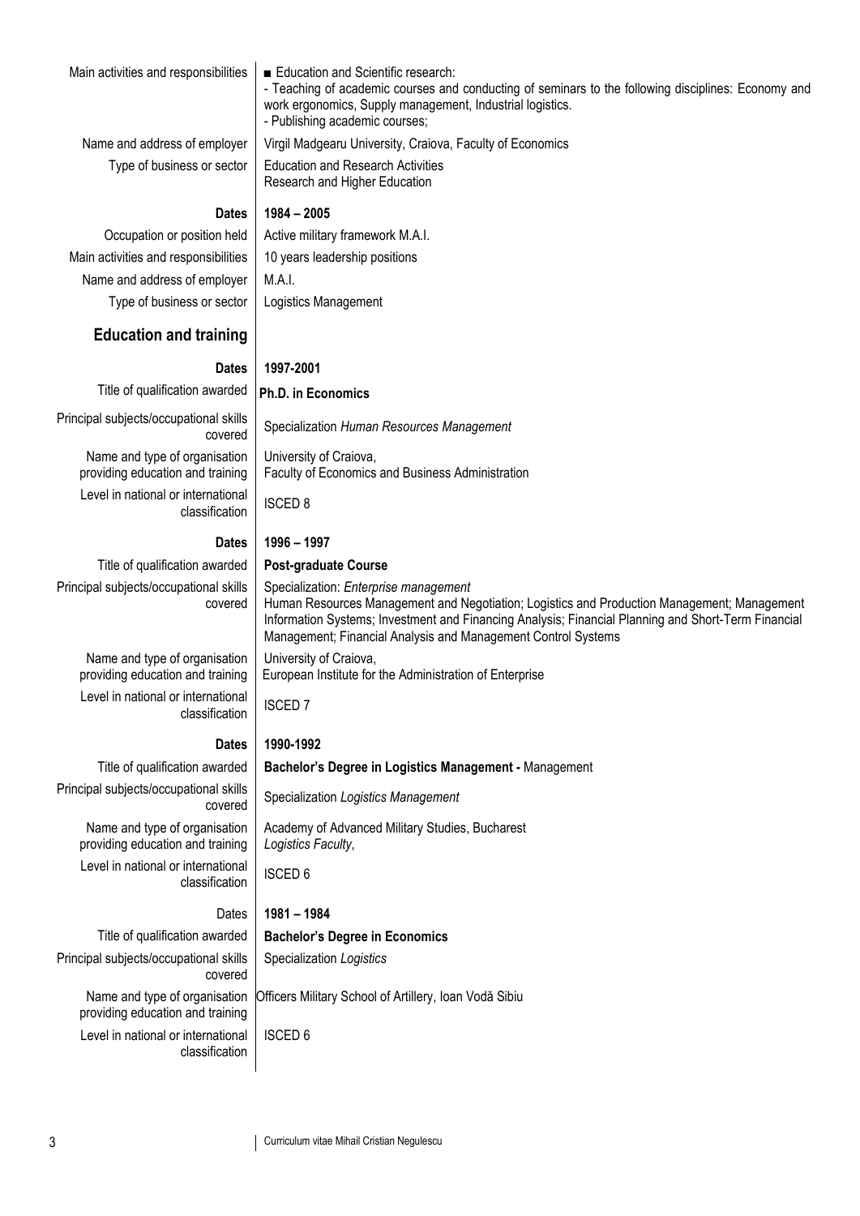| | |
|---|---|
| Main activities and responsibilities | ■ Education and Scientific research:<br>- Teaching of academic courses and conducting of seminars to the following disciplines: Economy and work ergonomics, Supply management, Industrial logistics.<br>- Publishing academic courses; |
| Name and address of employer | Virgil Madgearu University, Craiova, Faculty of Economics |
| Type of business or sector | Education and Research Activities<br>Research and Higher Education |
| **Dates** | **1984 – 2005** |
| Occupation or position held | Active military framework M.A.I. |
| Main activities and responsibilities | 10 years leadership positions |
| Name and address of employer | M.A.I. |
| Type of business or sector | Logistics Management |

## Education and training

| | |
|---|---|
| **Dates** | **1997-2001** |
| Title of qualification awarded | **Ph.D. in Economics** |
| Principal subjects/occupational skills covered | Specialization *Human Resources Management* |
| Name and type of organisation providing education and training | University of Craiova,<br>Faculty of Economics and Business Administration |
| Level in national or international classification | ISCED 8 |
| **Dates** | **1996 – 1997** |
| Title of qualification awarded | **Post-graduate Course** |
| Principal subjects/occupational skills covered | Specialization: *Enterprise management*<br>Human Resources Management and Negotiation; Logistics and Production Management; Management Information Systems; Investment and Financing Analysis; Financial Planning and Short-Term Financial Management; Financial Analysis and Management Control Systems |
| Name and type of organisation providing education and training | University of Craiova,<br>European Institute for the Administration of Enterprise |
| Level in national or international classification | ISCED 7 |
| **Dates** | **1990-1992** |
| Title of qualification awarded | **Bachelor's Degree in Logistics Management -** Management |
| Principal subjects/occupational skills covered | Specialization *Logistics Management* |
| Name and type of organisation providing education and training | Academy of Advanced Military Studies, Bucharest<br>*Logistics Faculty*, |
| Level in national or international classification | ISCED 6 |
| Dates | **1981 – 1984** |
| Title of qualification awarded | **Bachelor's Degree in Economics** |
| Principal subjects/occupational skills covered | Specialization *Logistics* |
| Name and type of organisation providing education and training | Officers Military School of Artillery, Ioan Vodă Sibiu |
| Level in national or international classification | ISCED 6 |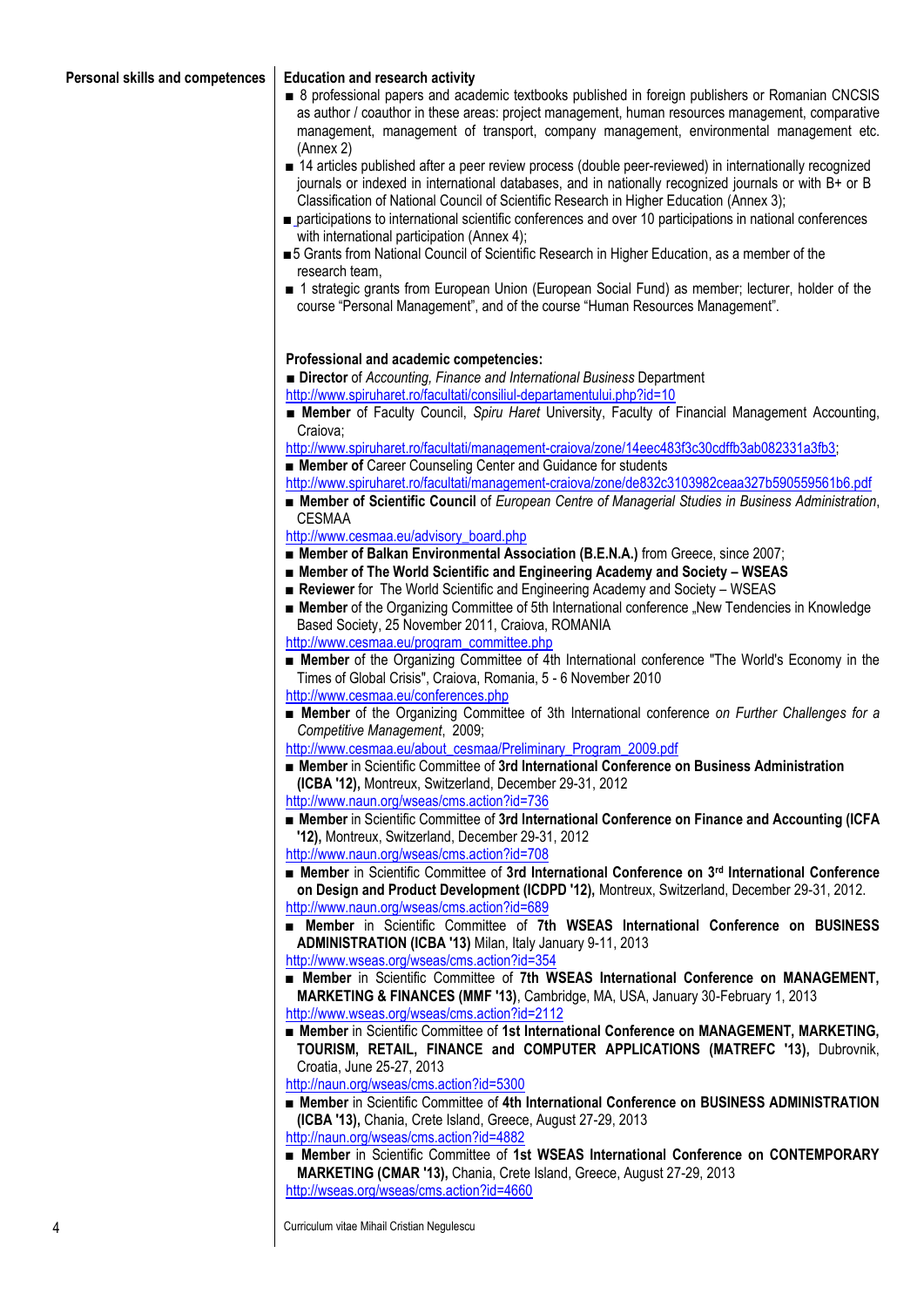**Personal skills and competences**

**Education and research activity**

- 8 professional papers and academic textbooks published in foreign publishers or Romanian CNCSIS as author / coauthor in these areas: project management, human resources management, comparative management, management of transport, company management, environmental management etc. (Annex 2)
- 14 articles published after a peer review process (double peer-reviewed) in internationally recognized journals or indexed in international databases, and in nationally recognized journals or with B+ or B Classification of National Council of Scientific Research in Higher Education (Annex 3);
- participations to international scientific conferences and over 10 participations in national conferences with international participation (Annex 4);
- 5 Grants from National Council of Scientific Research in Higher Education, as a member of the research team,
- 1 strategic grants from European Union (European Social Fund) as member; lecturer, holder of the course "Personal Management", and of the course "Human Resources Management".

**Professional and academic competencies:**

- **Director** of *Accounting, Finance and International Business* Department
http://www.spiruharet.ro/facultati/consiliul-departamentului.php?id=10
- **Member** of Faculty Council, *Spiru Haret* University, Faculty of Financial Management Accounting, Craiova;
http://www.spiruharet.ro/facultati/management-craiova/zone/14eec483f3c30cdffb3ab082331a3fb3;
- **Member of** Career Counseling Center and Guidance for students
http://www.spiruharet.ro/facultati/management-craiova/zone/de832c3103982ceaa327b590559561b6.pdf
- **Member of Scientific Council** of *European Centre of Managerial Studies in Business Administration*, CESMAA
http://www.cesmaa.eu/advisory_board.php
- **Member of Balkan Environmental Association (B.E.N.A.)** from Greece, since 2007;
- **Member of The World Scientific and Engineering Academy and Society – WSEAS**
- **Reviewer** for The World Scientific and Engineering Academy and Society – WSEAS
- **Member** of the Organizing Committee of 5th International conference „New Tendencies in Knowledge Based Society, 25 November 2011, Craiova, ROMANIA
http://www.cesmaa.eu/program_committee.php
- **Member** of the Organizing Committee of 4th International conference "The World's Economy in the Times of Global Crisis", Craiova, Romania, 5 - 6 November 2010
http://www.cesmaa.eu/conferences.php
- **Member** of the Organizing Committee of 3th International conference *on Further Challenges for a Competitive Management*, 2009;
http://www.cesmaa.eu/about_cesmaa/Preliminary_Program_2009.pdf
- **Member** in Scientific Committee of **3rd International Conference on Business Administration (ICBA '12),** Montreux, Switzerland, December 29-31, 2012
http://www.naun.org/wseas/cms.action?id=736
- **Member** in Scientific Committee of **3rd International Conference on Finance and Accounting (ICFA '12),** Montreux, Switzerland, December 29-31, 2012
http://www.naun.org/wseas/cms.action?id=708
- **Member** in Scientific Committee of **3rd International Conference on 3rd International Conference on Design and Product Development (ICDPD '12),** Montreux, Switzerland, December 29-31, 2012.
http://www.naun.org/wseas/cms.action?id=689
- **Member** in Scientific Committee of **7th WSEAS International Conference on BUSINESS ADMINISTRATION (ICBA '13)** Milan, Italy January 9-11, 2013
http://www.wseas.org/wseas/cms.action?id=354
- **Member** in Scientific Committee of **7th WSEAS International Conference on MANAGEMENT, MARKETING & FINANCES (MMF '13)**, Cambridge, MA, USA, January 30-February 1, 2013
http://www.wseas.org/wseas/cms.action?id=2112
- **Member** in Scientific Committee of **1st International Conference on MANAGEMENT, MARKETING, TOURISM, RETAIL, FINANCE and COMPUTER APPLICATIONS (MATREFC '13),** Dubrovnik, Croatia, June 25-27, 2013
http://naun.org/wseas/cms.action?id=5300
- **Member** in Scientific Committee of **4th International Conference on BUSINESS ADMINISTRATION (ICBA '13),** Chania, Crete Island, Greece, August 27-29, 2013
http://naun.org/wseas/cms.action?id=4882
- **Member** in Scientific Committee of **1st WSEAS International Conference on CONTEMPORARY MARKETING (CMAR '13),** Chania, Crete Island, Greece, August 27-29, 2013
http://wseas.org/wseas/cms.action?id=4660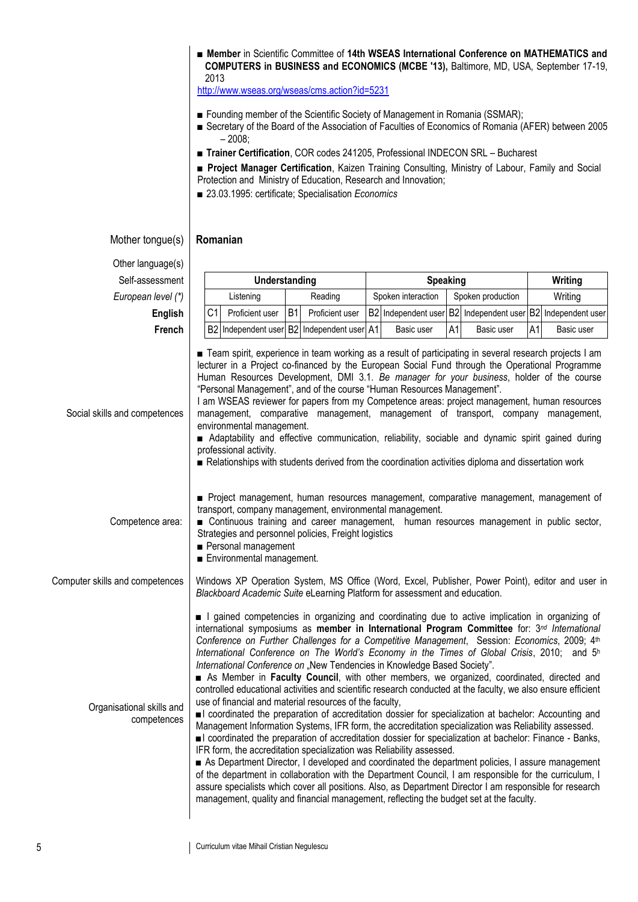■ **Member** in Scientific Committee of **14th WSEAS International Conference on MATHEMATICS and COMPUTERS in BUSINESS and ECONOMICS (MCBE '13),** Baltimore, MD, USA, September 17-19, 2013
http://www.wseas.org/wseas/cms.action?id=5231

■ Founding member of the Scientific Society of Management in Romania (SSMAR);
■ Secretary of the Board of the Association of Faculties of Economics of Romania (AFER) between 2005 – 2008;
■ **Trainer Certification**, COR codes 241205, Professional INDECON SRL – Bucharest
■ **Project Manager Certification**, Kaizen Training Consulting, Ministry of Labour, Family and Social Protection and Ministry of Education, Research and Innovation;
■ 23.03.1995: certificate; Specialisation *Economics*

**Mother tongue(s)** — **Romanian**

**Other language(s)**

| Self-assessment | Understanding | | | | Speaking | | | | Writing | |
|---|---|---|---|---|---|---|---|---|---|---|
| *European level (\*)* | Listening | | Reading | | Spoken interaction | | Spoken production | | Writing | |
| **English** | C1 | Proficient user | B1 | Proficient user | B2 | Independent user | B2 | Independent user | B2 | Independent user |
| **French** | B2 | Independent user | B2 | Independent user | A1 | Basic user | A1 | Basic user | A1 | Basic user |

**Social skills and competences**

■ Team spirit, experience in team working as a result of participating in several research projects I am lecturer in a Project co-financed by the European Social Fund through the Operational Programme Human Resources Development, DMI 3.1. *Be manager for your business*, holder of the course "Personal Management", and of the course "Human Resources Management".
I am WSEAS reviewer for papers from my Competence areas: project management, human resources management, comparative management, management of transport, company management, environmental management.
■ Adaptability and effective communication, reliability, sociable and dynamic spirit gained during professional activity.
■ Relationships with students derived from the coordination activities diploma and dissertation work

**Competence area:**

■ Project management, human resources management, comparative management, management of transport, company management, environmental management.
■ Continuous training and career management, human resources management in public sector, Strategies and personnel policies, Freight logistics
■ Personal management
■ Environmental management.

**Computer skills and competences**

Windows XP Operation System, MS Office (Word, Excel, Publisher, Power Point), editor and user in *Blackboard Academic Suite* eLearning Platform for assessment and education.

**Organisational skills and competences**

■ I gained competencies in organizing and coordinating due to active implication in organizing of international symposiums as **member in International Program Committee** for: 3rd *International Conference on Further Challenges for a Competitive Management*, Session: *Economics*, 2009; 4th *International Conference on The World's Economy in the Times of Global Crisis*, 2010; and 5h *International Conference on* „New Tendencies in Knowledge Based Society".
■ As Member in **Faculty Council**, with other members, we organized, coordinated, directed and controlled educational activities and scientific research conducted at the faculty, we also ensure efficient use of financial and material resources of the faculty,
■I coordinated the preparation of accreditation dossier for specialization at bachelor: Accounting and Management Information Systems, IFR form, the accreditation specialization was Reliability assessed.
■I coordinated the preparation of accreditation dossier for specialization at bachelor: Finance - Banks, IFR form, the accreditation specialization was Reliability assessed.
■ As Department Director, I developed and coordinated the department policies, I assure management of the department in collaboration with the Department Council, I am responsible for the curriculum, I assure specialists which cover all positions. Also, as Department Director I am responsible for research management, quality and financial management, reflecting the budget set at the faculty.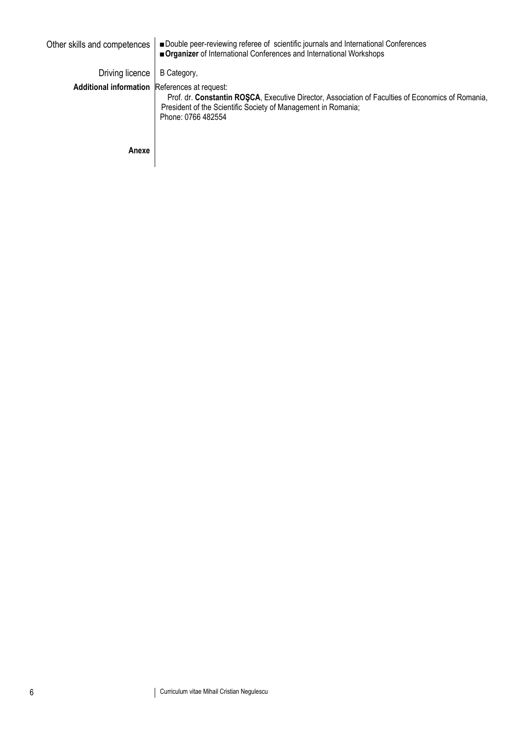| | |
|---|---|
| Other skills and competences | ■ Double peer-reviewing referee of scientific journals and International Conferences<br>■ **Organizer** of International Conferences and International Workshops |
| Driving licence | B Category, |
| **Additional information** | References at request:<br>Prof. dr. **Constantin ROŞCA**, Executive Director, Association of Faculties of Economics of Romania, President of the Scientific Society of Management in Romania;<br>Phone: 0766 482554 |
| **Anexe** | |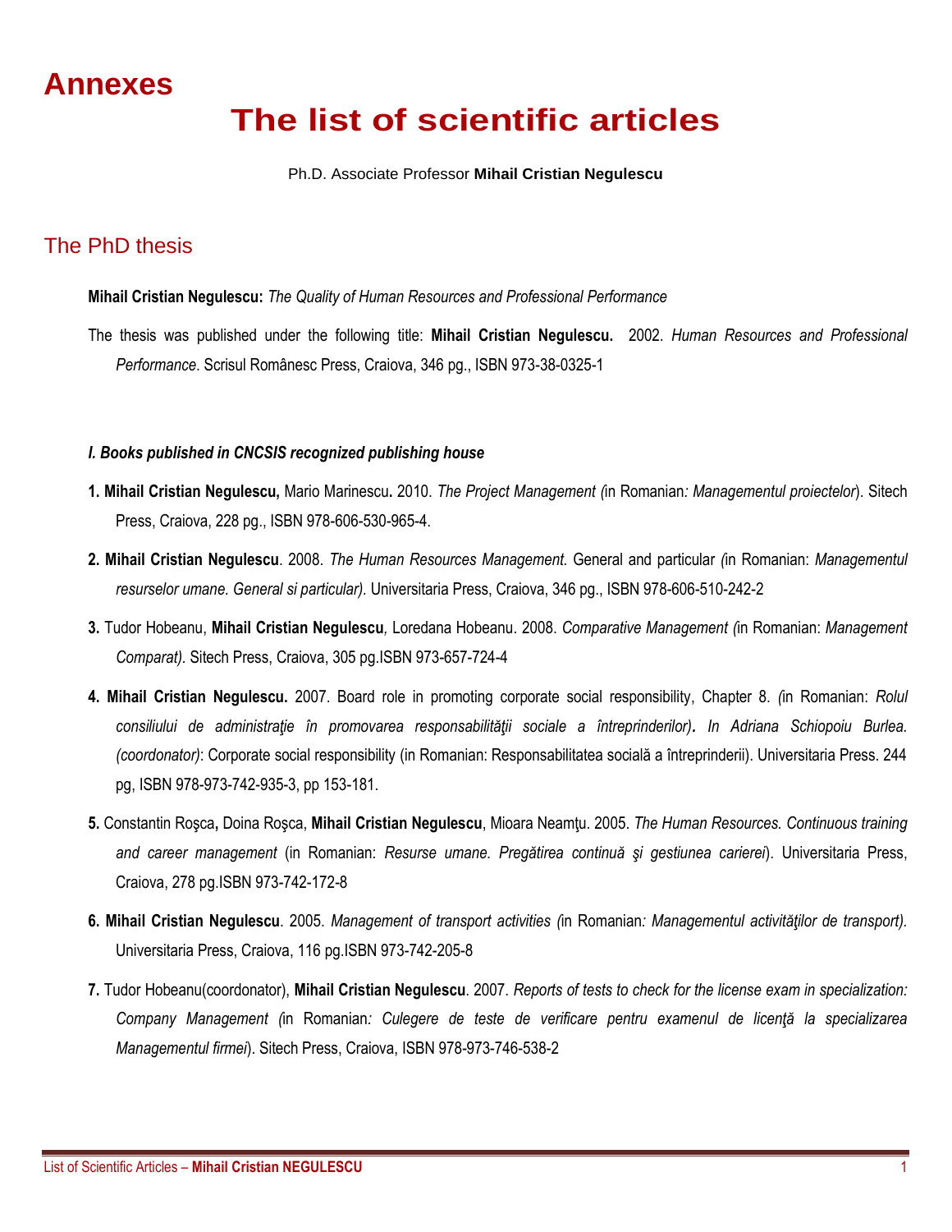# Annexes

# The list of scientific articles

Ph.D. Associate Professor **Mihail Cristian Negulescu**

## The PhD thesis

**Mihail Cristian Negulescu:** *The Quality of Human Resources and Professional Performance*

The thesis was published under the following title: **Mihail Cristian Negulescu.** 2002. *Human Resources and Professional Performance*. Scrisul Românesc Press, Craiova, 346 pg., ISBN 973-38-0325-1

***I. Books published in CNCSIS recognized publishing house***

**1. Mihail Cristian Negulescu,** Mario Marinescu**.** 2010. *The Project Management (*in Romanian*: Managementul proiectelor*). Sitech Press, Craiova, 228 pg., ISBN 978-606-530-965-4.

**2. Mihail Cristian Negulescu**. 2008. *The Human Resources Management.* General and particular *(*in Romanian: *Managementul resurselor umane. General si particular).* Universitaria Press, Craiova, 346 pg., ISBN 978-606-510-242-2

**3.** Tudor Hobeanu, **Mihail Cristian Negulescu***,* Loredana Hobeanu. 2008. *Comparative Management (*in Romanian: *Management Comparat).* Sitech Press, Craiova, 305 pg.ISBN 973-657-724-4

**4. Mihail Cristian Negulescu.** 2007. Board role in promoting corporate social responsibility, Chapter 8. *(*in Romanian: *Rolul consiliului de administraţie în promovarea responsabilităţii sociale a întreprinderilor)***.** *In Adriana Schiopoiu Burlea. (coordonator)*: Corporate social responsibility (in Romanian: Responsabilitatea socială a întreprinderii). Universitaria Press. 244 pg, ISBN 978-973-742-935-3, pp 153-181.

**5.** Constantin Roşca**,** Doina Roşca, **Mihail Cristian Negulescu**, Mioara Neamţu. 2005. *The Human Resources. Continuous training and career management* (in Romanian: *Resurse umane. Pregătirea continuă şi gestiunea carierei*). Universitaria Press, Craiova, 278 pg.ISBN 973-742-172-8

**6. Mihail Cristian Negulescu**. 2005. *Management of transport activities (*in Romanian*: Managementul activităţilor de transport).* Universitaria Press, Craiova, 116 pg.ISBN 973-742-205-8

**7.** Tudor Hobeanu(coordonator), **Mihail Cristian Negulescu**. 2007. *Reports of tests to check for the license exam in specialization: Company Management (*in Romanian*: Culegere de teste de verificare pentru examenul de licenţă la specializarea Managementul firmei*). Sitech Press, Craiova, ISBN 978-973-746-538-2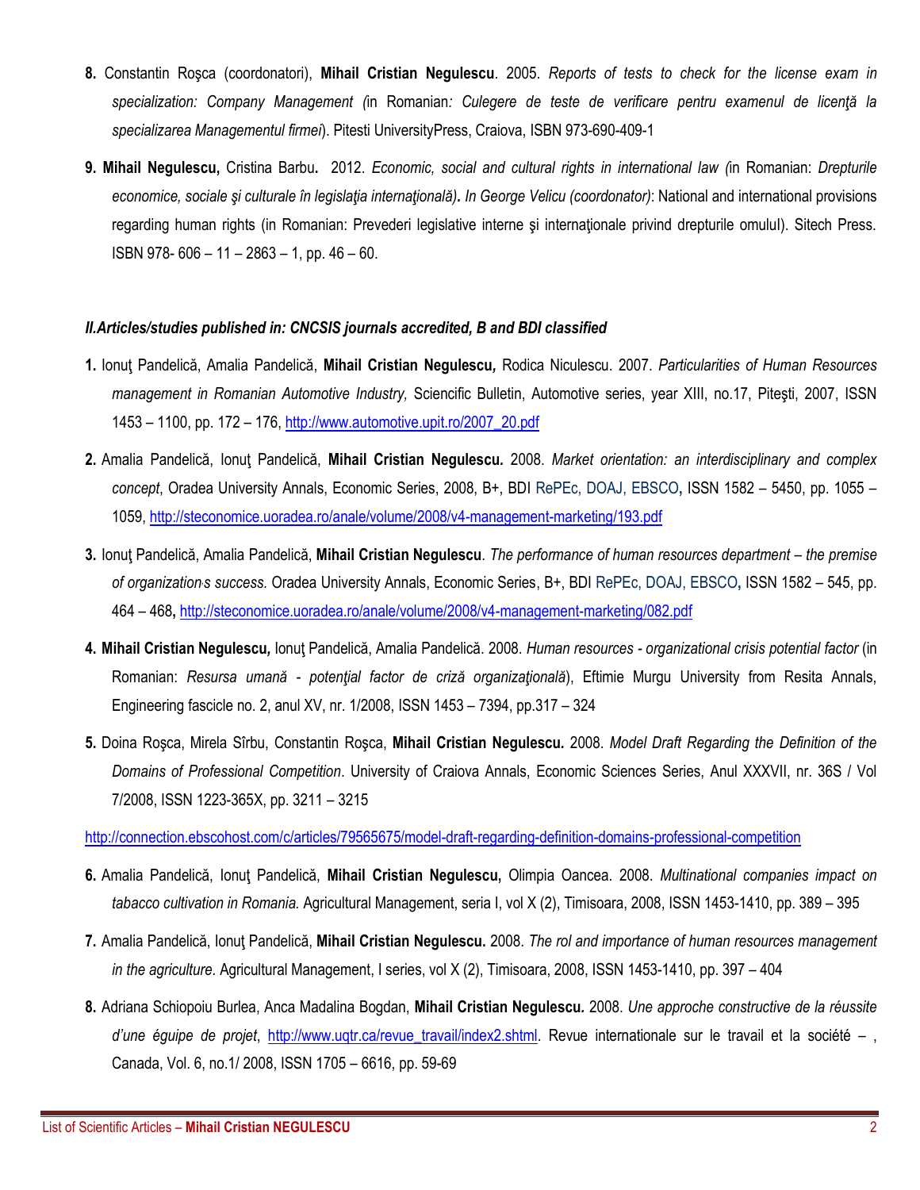8. Constantin Roşca (coordonatori), **Mihail Cristian Negulescu**. 2005. *Reports of tests to check for the license exam in specialization: Company Management (*in Romanian*: Culegere de teste de verificare pentru examenul de licenţă la specializarea Managementul firmei*). Pitesti UniversityPress, Craiova, ISBN 973-690-409-1

9. **Mihail Negulescu,** Cristina Barbu**.** 2012. *Economic, social and cultural rights in international law (*in Romanian: *Drepturile economice, sociale şi culturale în legislaţia internaţională)***.** *In George Velicu (coordonator)*: National and international provisions regarding human rights (in Romanian: Prevederi legislative interne şi internaţionale privind drepturile omului). Sitech Press. ISBN 978- 606 – 11 – 2863 – 1, pp. 46 – 60.

***II.Articles/studies published in: CNCSIS journals accredited, B and BDI classified***

1. Ionuţ Pandelică, Amalia Pandelică, **Mihail Cristian Negulescu***,* Rodica Niculescu. 2007. *Particularities of Human Resources management in Romanian Automotive Industry,* Sciencific Bulletin, Automotive series, year XIII, no.17, Piteşti, 2007, ISSN 1453 – 1100, pp. 172 – 176, http://www.automotive.upit.ro/2007_20.pdf

2. Amalia Pandelică, Ionuţ Pandelică, **Mihail Cristian Negulescu.** 2008. *Market orientation: an interdisciplinary and complex concept*, Oradea University Annals, Economic Series, 2008, B+, BDI RePEc, DOAJ, EBSCO**,** ISSN 1582 – 5450, pp. 1055 – 1059, http://steconomice.uoradea.ro/anale/volume/2008/v4-management-marketing/193.pdf

3. Ionuţ Pandelică, Amalia Pandelică, **Mihail Cristian Negulescu**. *The performance of human resources department – the premise of organization*'*s success.* Oradea University Annals, Economic Series, B+, BDI RePEc, DOAJ, EBSCO**,** ISSN 1582 – 545, pp. 464 – 468**,** http://steconomice.uoradea.ro/anale/volume/2008/v4-management-marketing/082.pdf

4. **Mihail Cristian Negulescu,** Ionuţ Pandelică, Amalia Pandelică. 2008. *Human resources - organizational crisis potential factor* (in Romanian: *Resursa umană - potenţial factor de criză organizaţională*), Eftimie Murgu University from Resita Annals, Engineering fascicle no. 2, anul XV, nr. 1/2008, ISSN 1453 – 7394, pp.317 – 324

5. Doina Roşca, Mirela Sîrbu, Constantin Roşca, **Mihail Cristian Negulescu.** 2008. *Model Draft Regarding the Definition of the Domains of Professional Competition*. University of Craiova Annals, Economic Sciences Series, Anul XXXVII, nr. 36S / Vol 7/2008, ISSN 1223-365X, pp. 3211 – 3215

http://connection.ebscohost.com/c/articles/79565675/model-draft-regarding-definition-domains-professional-competition

6. Amalia Pandelică, Ionuţ Pandelică, **Mihail Cristian Negulescu,** Olimpia Oancea. 2008. *Multinational companies impact on tabacco cultivation in Romania.* Agricultural Management, seria I, vol X (2), Timisoara, 2008, ISSN 1453-1410, pp. 389 – 395

7. Amalia Pandelică, Ionuţ Pandelică, **Mihail Cristian Negulescu.** 2008. *The rol and importance of human resources management in the agriculture.* Agricultural Management, I series, vol X (2), Timisoara, 2008, ISSN 1453-1410, pp. 397 – 404

8. Adriana Schiopoiu Burlea, Anca Madalina Bogdan, **Mihail Cristian Negulescu.** 2008. *Une approche constructive de la réussite d'une équipe de projet*, http://www.uqtr.ca/revue_travail/index2.shtml. Revue internationale sur le travail et la société – , Canada, Vol. 6, no.1/ 2008, ISSN 1705 – 6616, pp. 59-69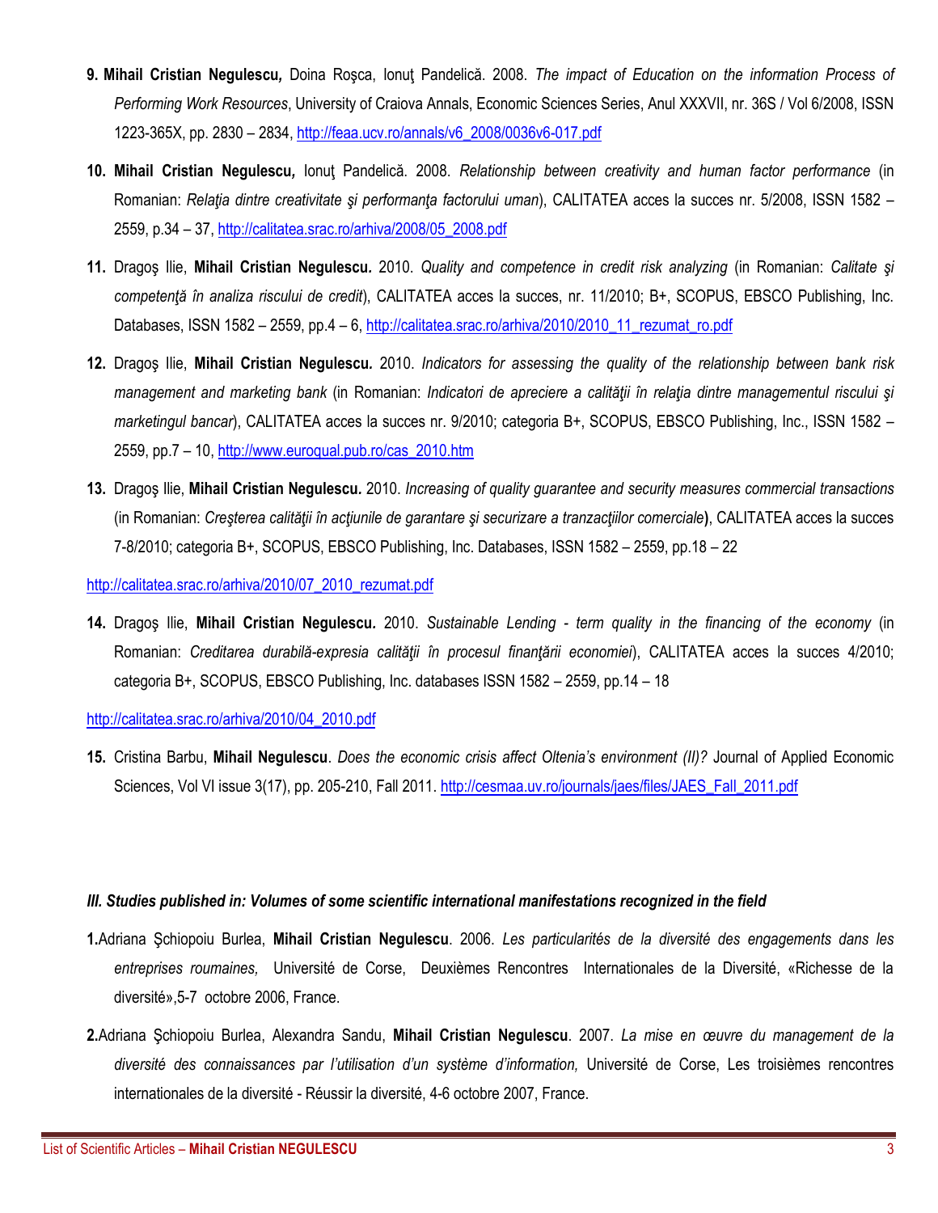9. **Mihail Cristian Negulescu,** Doina Roşca, Ionuţ Pandelică. 2008. *The impact of Education on the information Process of Performing Work Resources*, University of Craiova Annals, Economic Sciences Series, Anul XXXVII, nr. 36S / Vol 6/2008, ISSN 1223-365X, pp. 2830 – 2834, http://feaa.ucv.ro/annals/v6_2008/0036v6-017.pdf

10. **Mihail Cristian Negulescu,** Ionuţ Pandelică. 2008. *Relationship between creativity and human factor performance* (in Romanian: *Relaţia dintre creativitate şi performanţa factorului uman*), CALITATEA acces la succes nr. 5/2008, ISSN 1582 – 2559, p.34 – 37, http://calitatea.srac.ro/arhiva/2008/05_2008.pdf

11. Dragoş Ilie, **Mihail Cristian Negulescu.** 2010. *Quality and competence in credit risk analyzing* (in Romanian: *Calitate şi competenţă în analiza riscului de credit*), CALITATEA acces la succes, nr. 11/2010; B+, SCOPUS, EBSCO Publishing, Inc. Databases, ISSN 1582 – 2559, pp.4 – 6, http://calitatea.srac.ro/arhiva/2010/2010_11_rezumat_ro.pdf

12. Dragoş Ilie, **Mihail Cristian Negulescu.** 2010. *Indicators for assessing the quality of the relationship between bank risk management and marketing bank* (in Romanian: *Indicatori de apreciere a calităţii în relaţia dintre managementul riscului şi marketingul bancar*), CALITATEA acces la succes nr. 9/2010; categoria B+, SCOPUS, EBSCO Publishing, Inc., ISSN 1582 – 2559, pp.7 – 10, http://www.euroqual.pub.ro/cas_2010.htm

13. Dragoş Ilie, **Mihail Cristian Negulescu.** 2010. *Increasing of quality guarantee and security measures commercial transactions* (in Romanian: *Creşterea calităţii în acţiunile de garantare şi securizare a tranzacţiilor comerciale*), CALITATEA acces la succes 7-8/2010; categoria B+, SCOPUS, EBSCO Publishing, Inc. Databases, ISSN 1582 – 2559, pp.18 – 22

http://calitatea.srac.ro/arhiva/2010/07_2010_rezumat.pdf

14. Dragoş Ilie, **Mihail Cristian Negulescu.** 2010. *Sustainable Lending - term quality in the financing of the economy* (in Romanian: *Creditarea durabilă-expresia calităţii în procesul finanţării economiei*), CALITATEA acces la succes 4/2010; categoria B+, SCOPUS, EBSCO Publishing, Inc. databases ISSN 1582 – 2559, pp.14 – 18

http://calitatea.srac.ro/arhiva/2010/04_2010.pdf

15. Cristina Barbu, **Mihail Negulescu**. *Does the economic crisis affect Oltenia's environment (II)?* Journal of Applied Economic Sciences, Vol VI issue 3(17), pp. 205-210, Fall 2011. http://cesmaa.uv.ro/journals/jaes/files/JAES_Fall_2011.pdf

***III. Studies published in: Volumes of some scientific international manifestations recognized in the field***

**1.** Adriana Şchiopoiu Burlea, **Mihail Cristian Negulescu**. 2006. *Les particularités de la diversité des engagements dans les entreprises roumaines,* Université de Corse, Deuxièmes Rencontres Internationales de la Diversité, «Richesse de la diversité»,5-7 octobre 2006, France.

**2.** Adriana Şchiopoiu Burlea, Alexandra Sandu, **Mihail Cristian Negulescu**. 2007. *La mise en œuvre du management de la diversité des connaissances par l'utilisation d'un système d'information,* Université de Corse, Les troisièmes rencontres internationales de la diversité - Réussir la diversité, 4-6 octobre 2007, France.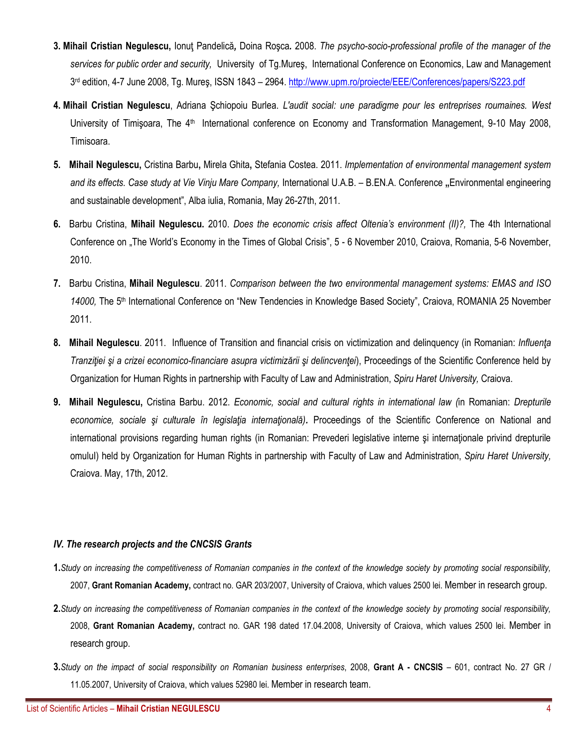3. **Mihail Cristian Negulescu,** Ionuţ Pandelică**,** Doina Roşca**.** 2008. *The psycho-socio-professional profile of the manager of the services for public order and security,* University of Tg.Mureş, International Conference on Economics, Law and Management 3rd edition, 4-7 June 2008, Tg. Mureş, ISSN 1843 – 2964. http://www.upm.ro/proiecte/EEE/Conferences/papers/S223.pdf

4. **Mihail Cristian Negulescu**, Adriana Şchiopoiu Burlea. *L'audit social: une paradigme pour les entreprises roumaines. West* University of Timişoara, The 4th International conference on Economy and Transformation Management, 9-10 May 2008, Timisoara.

5. **Mihail Negulescu,** Cristina Barbu**,** Mirela Ghita**,** Stefania Costea. 2011. *Implementation of environmental management system and its effects. Case study at Vie Vinju Mare Company,* International U.A.B. – B.EN.A. Conference **„**Environmental engineering and sustainable development", Alba iulia, Romania, May 26-27th, 2011.

6. Barbu Cristina, **Mihail Negulescu.** 2010. *Does the economic crisis affect Oltenia's environment (II)?,* The 4th International Conference on „The World's Economy in the Times of Global Crisis", 5 - 6 November 2010, Craiova, Romania, 5-6 November, 2010.

7. Barbu Cristina, **Mihail Negulescu**. 2011. *Comparison between the two environmental management systems: EMAS and ISO 14000,* The 5th International Conference on "New Tendencies in Knowledge Based Society", Craiova, ROMANIA 25 November 2011.

8. **Mihail Negulescu**. 2011. Influence of Transition and financial crisis on victimization and delinquency (in Romanian: *Influenţa Tranziţiei şi a crizei economico-financiare asupra victimizării şi delincvenţei*), Proceedings of the Scientific Conference held by Organization for Human Rights in partnership with Faculty of Law and Administration, *Spiru Haret University,* Craiova.

9. **Mihail Negulescu,** Cristina Barbu. 2012. *Economic, social and cultural rights in international law (*in Romanian: *Drepturile economice, sociale şi culturale în legislaţia internaţională)***.** Proceedings of the Scientific Conference on National and international provisions regarding human rights (in Romanian: Prevederi legislative interne şi internaţionale privind drepturile omului) held by Organization for Human Rights in partnership with Faculty of Law and Administration, *Spiru Haret University,* Craiova. May, 17th, 2012.

### *IV. The research projects and the CNCSIS Grants*

**1.** *Study on increasing the competitiveness of Romanian companies in the context of the knowledge society by promoting social responsibility,* 2007, **Grant Romanian Academy,** contract no. GAR 203/2007, University of Craiova, which values 2500 lei. Member in research group.

**2.** *Study on increasing the competitiveness of Romanian companies in the context of the knowledge society by promoting social responsibility,* 2008, **Grant Romanian Academy,** contract no. GAR 198 dated 17.04.2008, University of Craiova, which values 2500 lei. Member in research group.

**3.** *Study on the impact of social responsibility on Romanian business enterprises*, 2008, **Grant A - CNCSIS** – 601, contract No. 27 GR / 11.05.2007, University of Craiova, which values 52980 lei. Member in research team.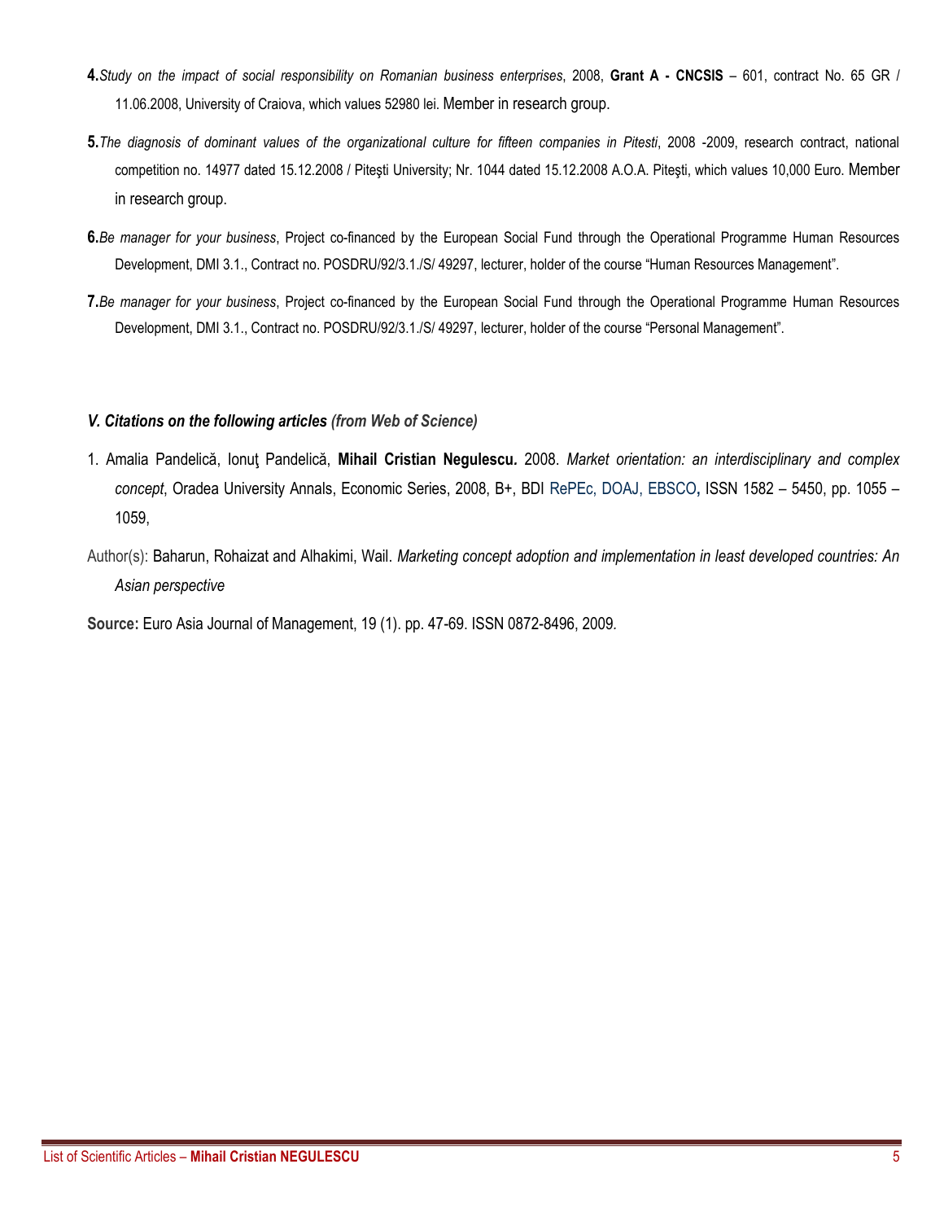**4.** *Study on the impact of social responsibility on Romanian business enterprises*, 2008, **Grant A - CNCSIS** – 601, contract No. 65 GR / 11.06.2008, University of Craiova, which values 52980 lei. Member in research group.

**5.** *The diagnosis of dominant values of the organizational culture for fifteen companies in Pitesti*, 2008 -2009, research contract, national competition no. 14977 dated 15.12.2008 / Piteşti University; Nr. 1044 dated 15.12.2008 A.O.A. Piteşti, which values 10,000 Euro. Member in research group.

**6.** *Be manager for your business*, Project co-financed by the European Social Fund through the Operational Programme Human Resources Development, DMI 3.1., Contract no. POSDRU/92/3.1./S/ 49297, lecturer, holder of the course "Human Resources Management".

**7.** *Be manager for your business*, Project co-financed by the European Social Fund through the Operational Programme Human Resources Development, DMI 3.1., Contract no. POSDRU/92/3.1./S/ 49297, lecturer, holder of the course "Personal Management".

***V. Citations on the following articles (from Web of Science)***

1. Amalia Pandelică, Ionuţ Pandelică, **Mihail Cristian Negulescu.** 2008. *Market orientation: an interdisciplinary and complex concept*, Oradea University Annals, Economic Series, 2008, B+, BDI RePEc, DOAJ, EBSCO**,** ISSN 1582 – 5450, pp. 1055 – 1059,

Author(s): Baharun, Rohaizat and Alhakimi, Wail. *Marketing concept adoption and implementation in least developed countries: An Asian perspective*

**Source:** Euro Asia Journal of Management, 19 (1). pp. 47-69. ISSN 0872-8496, 2009.